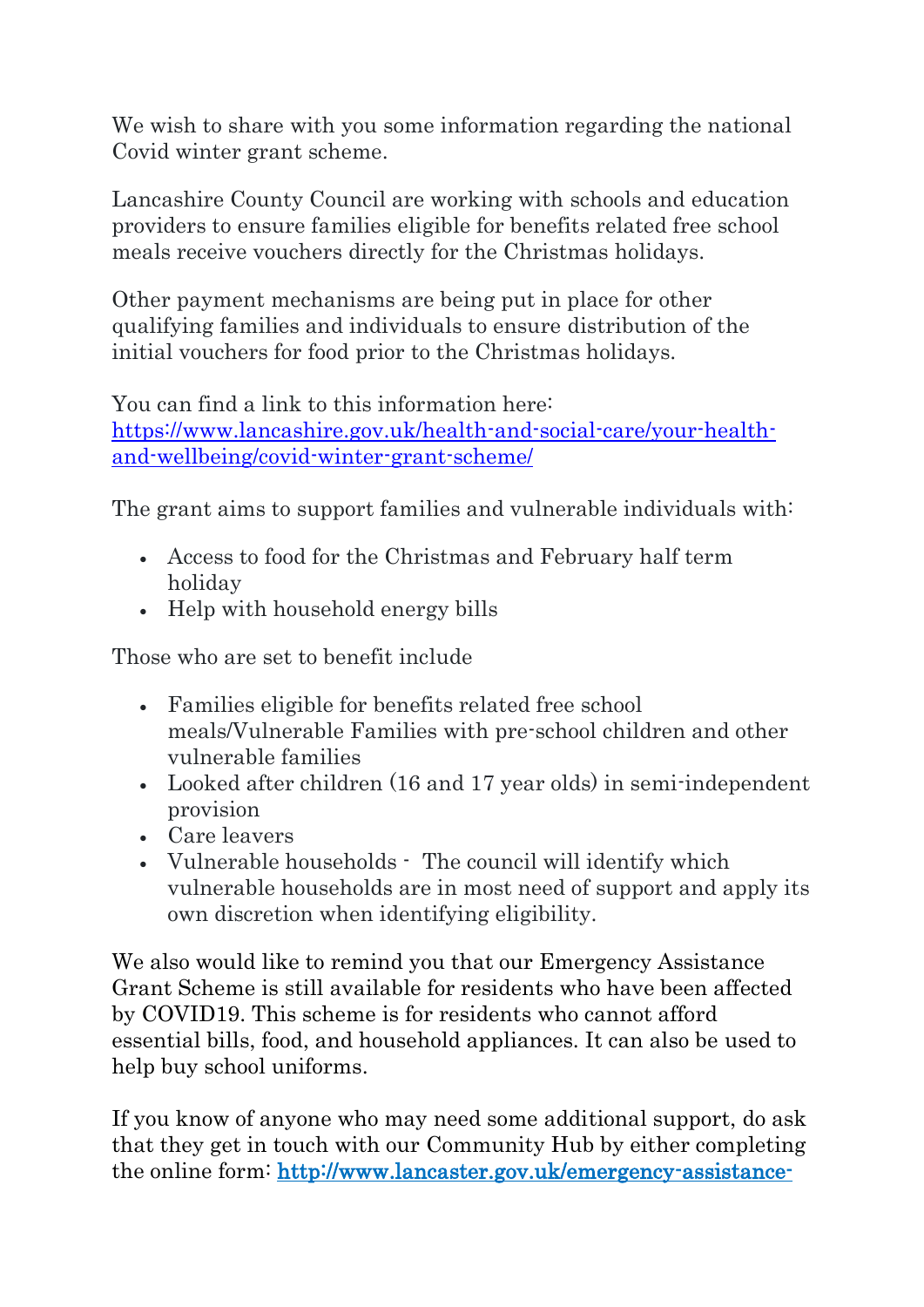We wish to share with you some information regarding the national Covid winter grant scheme.

Lancashire County Council are working with schools and education providers to ensure families eligible for benefits related free school meals receive vouchers directly for the Christmas holidays.

Other payment mechanisms are being put in place for other qualifying families and individuals to ensure distribution of the initial vouchers for food prior to the Christmas holidays.

You can find a link to this information here: [https://www.lancashire.gov.uk/health-and-social-care/your-health-and-wellbeing/covid-winter-grant-scheme/](https://www.lancashire.gov.uk/health-and-social-care/your-health-and-wellbeing/covid-winter-grant-scheme/)

The grant aims to support families and vulnerable individuals with:

- Access to food for the Christmas and February half term holiday
- Help with household energy bills

Those who are set to benefit include

- Families eligible for benefits related free school meals/Vulnerable Families with pre-school children and other vulnerable families
- Looked after children (16 and 17 year olds) in semi-independent provision
- Care leavers
- Vulnerable households - The council will identify which vulnerable households are in most need of support and apply its own discretion when identifying eligibility.

We also would like to remind you that our Emergency Assistance Grant Scheme is still available for residents who have been affected by COVID19. This scheme is for residents who cannot afford essential bills, food, and household appliances. It can also be used to help buy school uniforms.

If you know of anyone who may need some additional support, do ask that they get in touch with our Community Hub by either completing the online form: **http://www.lancaster.gov.uk/emergency-assistance-**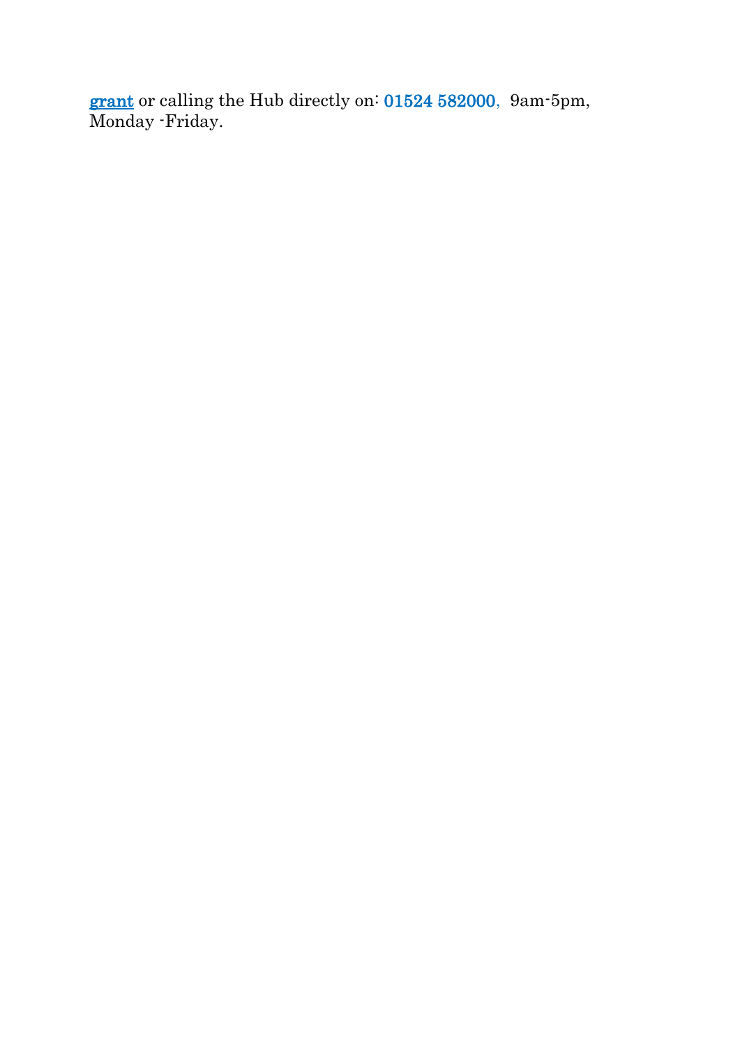grant or calling the Hub directly on: 01524 582000, 9am-5pm, Monday -Friday.